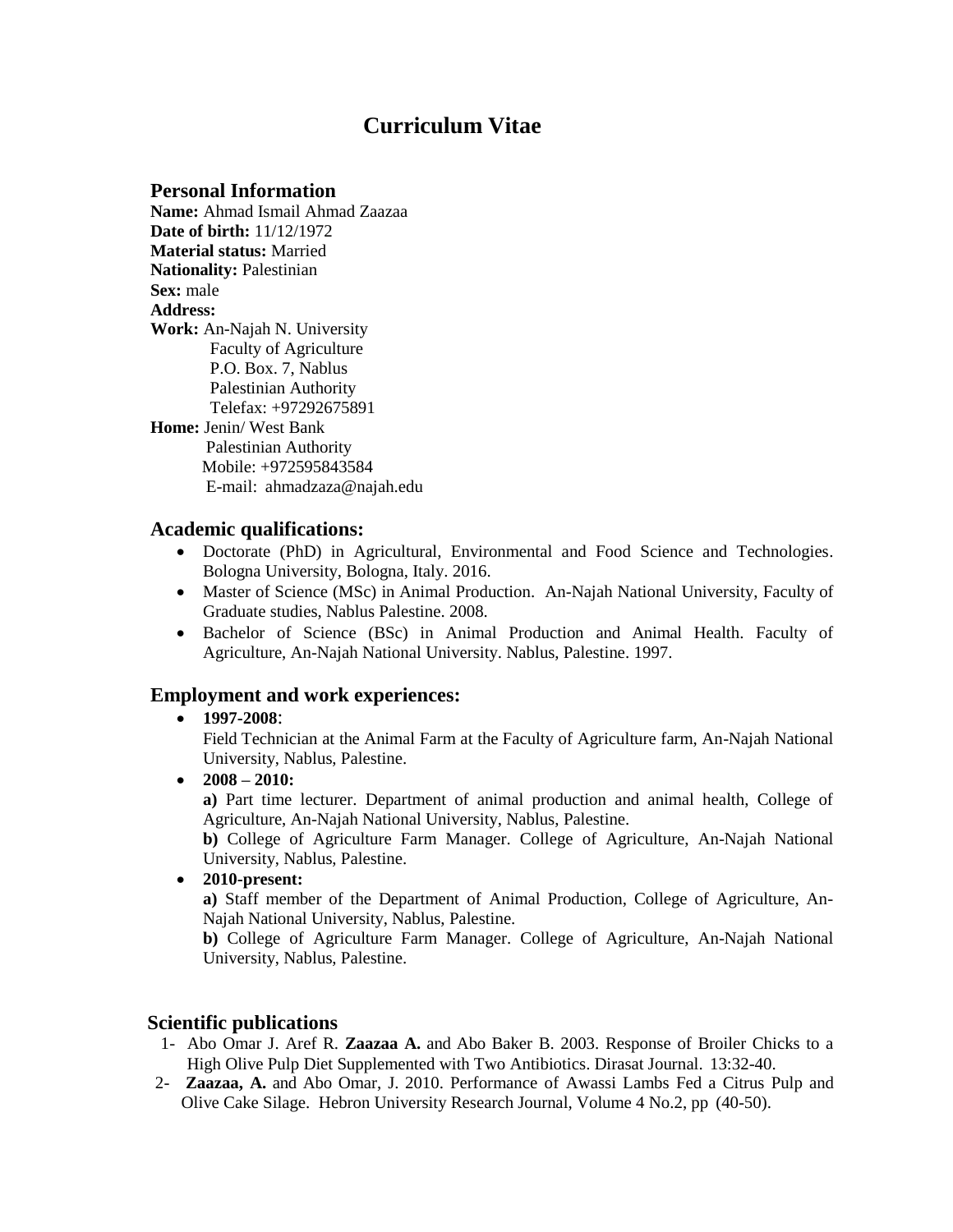# Curriculum Vitae

## Personal Information

**Name:** Ahmad Ismail Ahmad Zaazaa
**Date of birth:** 11/12/1972
**Material status:** Married
**Nationality:** Palestinian
**Sex:** male
**Address:**
**Work:** An-Najah N. University
Faculty of Agriculture
P.O. Box. 7, Nablus
Palestinian Authority
Telefax: +97292675891
**Home:** Jenin/ West Bank
Palestinian Authority
Mobile: +972595843584
E-mail: ahmadzaza@najah.edu

## Academic qualifications:

- Doctorate (PhD) in Agricultural, Environmental and Food Science and Technologies. Bologna University, Bologna, Italy. 2016.
- Master of Science (MSc) in Animal Production. An-Najah National University, Faculty of Graduate studies, Nablus Palestine. 2008.
- Bachelor of Science (BSc) in Animal Production and Animal Health. Faculty of Agriculture, An-Najah National University. Nablus, Palestine. 1997.

## Employment and work experiences:

- **1997-2008**:
  Field Technician at the Animal Farm at the Faculty of Agriculture farm, An-Najah National University, Nablus, Palestine.
- **2008 – 2010:**
  **a)** Part time lecturer. Department of animal production and animal health, College of Agriculture, An-Najah National University, Nablus, Palestine.
  **b)** College of Agriculture Farm Manager. College of Agriculture, An-Najah National University, Nablus, Palestine.
- **2010-present:**
  **a)** Staff member of the Department of Animal Production, College of Agriculture, An-Najah National University, Nablus, Palestine.
  **b)** College of Agriculture Farm Manager. College of Agriculture, An-Najah National University, Nablus, Palestine.

## Scientific publications

1- Abo Omar J. Aref R. **Zaazaa A.** and Abo Baker B. 2003. Response of Broiler Chicks to a High Olive Pulp Diet Supplemented with Two Antibiotics. Dirasat Journal. 13:32-40.

2- **Zaazaa, A.** and Abo Omar, J. 2010. Performance of Awassi Lambs Fed a Citrus Pulp and Olive Cake Silage. Hebron University Research Journal, Volume 4 No.2, pp (40-50).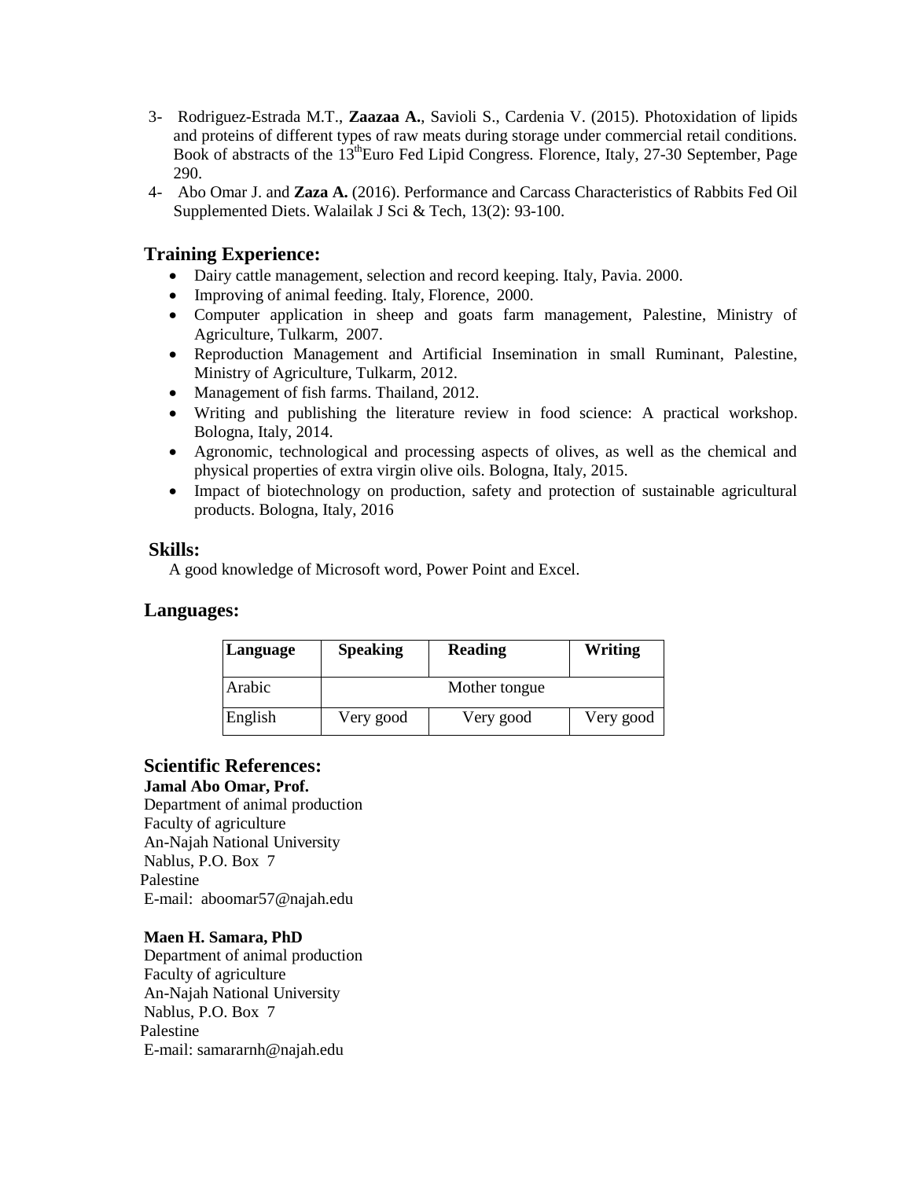3- Rodriguez-Estrada M.T., **Zaazaa A.**, Savioli S., Cardenia V. (2015). Photoxidation of lipids and proteins of different types of raw meats during storage under commercial retail conditions. Book of abstracts of the 13th Euro Fed Lipid Congress. Florence, Italy, 27-30 September, Page 290.

4- Abo Omar J. and **Zaza A.** (2016). Performance and Carcass Characteristics of Rabbits Fed Oil Supplemented Diets. Walailak J Sci & Tech, 13(2): 93-100.

## Training Experience:

- Dairy cattle management, selection and record keeping. Italy, Pavia. 2000.
- Improving of animal feeding. Italy, Florence, 2000.
- Computer application in sheep and goats farm management, Palestine, Ministry of Agriculture, Tulkarm, 2007.
- Reproduction Management and Artificial Insemination in small Ruminant, Palestine, Ministry of Agriculture, Tulkarm, 2012.
- Management of fish farms. Thailand, 2012.
- Writing and publishing the literature review in food science: A practical workshop. Bologna, Italy, 2014.
- Agronomic, technological and processing aspects of olives, as well as the chemical and physical properties of extra virgin olive oils. Bologna, Italy, 2015.
- Impact of biotechnology on production, safety and protection of sustainable agricultural products. Bologna, Italy, 2016

## Skills:

A good knowledge of Microsoft word, Power Point and Excel.

## Languages:

| Language | Speaking | Reading | Writing |
|---|---|---|---|
| Arabic | Mother tongue | | |
| English | Very good | Very good | Very good |

## Scientific References:

**Jamal Abo Omar, Prof.**
Department of animal production
Faculty of agriculture
An-Najah National University
Nablus, P.O. Box 7
Palestine
E-mail: aboomar57@najah.edu

**Maen H. Samara, PhD**
Department of animal production
Faculty of agriculture
An-Najah National University
Nablus, P.O. Box 7
Palestine
E-mail: samararnh@najah.edu